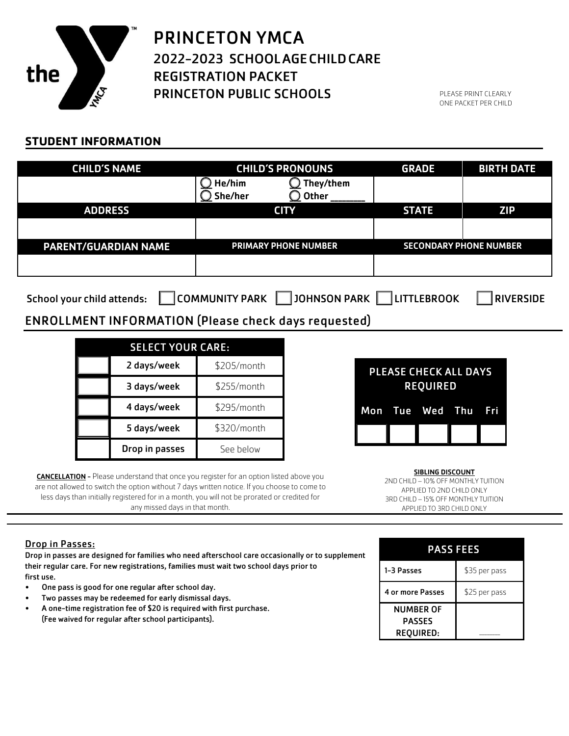# PRINCETON YMCA

## 2022-2023 SCHOOL AGE CHILD CARE REGISTRATION PACKET PRINCETON PUBLIC SCHOOLS

PLEASE PRINT CLEARLY
ONE PACKET PER CHILD

## STUDENT INFORMATION

| CHILD'S NAME | CHILD'S PRONOUNS | GRADE | BIRTH DATE |
|---|---|---|---|
| | ◯ He/him ◯ They/them ◯ She/her ◯ Other _______ | | |
| **ADDRESS** | **CITY** | **STATE** | **ZIP** |
| | | | |
| **PARENT/GUARDIAN NAME** | **PRIMARY PHONE NUMBER** | **SECONDARY PHONE NUMBER** | |
| | | | |

School your child attends: ☐ COMMUNITY PARK ☐ JOHNSON PARK ☐ LITTLEBROOK ☐ RIVERSIDE

## ENROLLMENT INFORMATION (Please check days requested)

| SELECT YOUR CARE: | | |
|---|---|---|
| ☐ | 2 days/week | $205/month |
| ☐ | 3 days/week | $255/month |
| ☐ | 4 days/week | $295/month |
| ☐ | 5 days/week | $320/month |
| ☐ | Drop in passes | See below |

**PLEASE CHECK ALL DAYS REQUIRED**

| Mon | Tue | Wed | Thu | Fri |
|---|---|---|---|---|
| | | | | |

**CANCELLATION** - Please understand that once you register for an option listed above you are not allowed to switch the option without 7 days written notice. If you choose to come to less days than initially registered for in a month, you will not be prorated or credited for any missed days in that month.

**SIBLING DISCOUNT**
2ND CHILD – 10% OFF MONTHLY TUITION APPLIED TO 2ND CHILD ONLY
3RD CHILD – 15% OFF MONTHLY TUITION APPLIED TO 3RD CHILD ONLY

### Drop in Passes:

Drop in passes are designed for families who need afterschool care occasionally or to supplement their regular care. For new registrations, families must wait two school days prior to first use.

- One pass is good for one regular after school day.
- Two passes may be redeemed for early dismissal days.
- A one-time registration fee of $20 is required with first purchase. (Fee waived for regular after school participants).

| PASS FEES | |
|---|---|
| 1-3 Passes | $35 per pass |
| 4 or more Passes | $25 per pass |
| NUMBER OF PASSES REQUIRED: | _____ |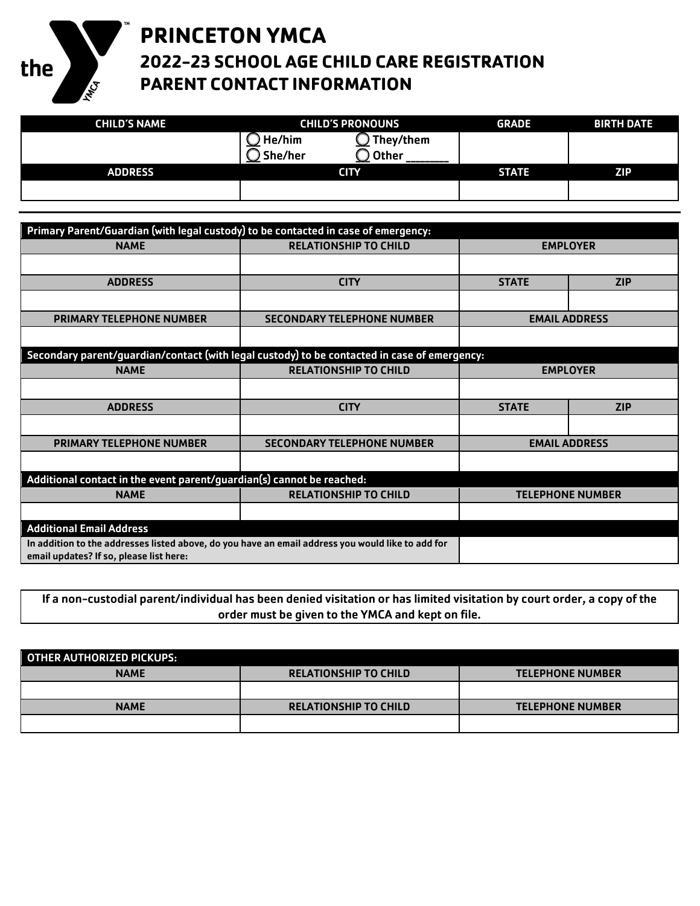# PRINCETON YMCA
## 2022-23 SCHOOL AGE CHILD CARE REGISTRATION
## PARENT CONTACT INFORMATION

| CHILD'S NAME | CHILD'S PRONOUNS | GRADE | BIRTH DATE |
|---|---|---|---|
| | ◯ He/him ◯ They/them ◯ She/her ◯ Other ________ | | |
| **ADDRESS** | **CITY** | **STATE** | **ZIP** |
| | | | |

**Primary Parent/Guardian (with legal custody) to be contacted in case of emergency:**

| NAME | RELATIONSHIP TO CHILD | EMPLOYER | |
|---|---|---|---|
| | | | |
| **ADDRESS** | **CITY** | **STATE** | **ZIP** |
| | | | |
| **PRIMARY TELEPHONE NUMBER** | **SECONDARY TELEPHONE NUMBER** | **EMAIL ADDRESS** | |
| | | | |

**Secondary parent/guardian/contact (with legal custody) to be contacted in case of emergency:**

| NAME | RELATIONSHIP TO CHILD | EMPLOYER | |
|---|---|---|---|
| | | | |
| **ADDRESS** | **CITY** | **STATE** | **ZIP** |
| | | | |
| **PRIMARY TELEPHONE NUMBER** | **SECONDARY TELEPHONE NUMBER** | **EMAIL ADDRESS** | |
| | | | |

**Additional contact in the event parent/guardian(s) cannot be reached:**

| NAME | RELATIONSHIP TO CHILD | TELEPHONE NUMBER |
|---|---|---|
| | | |

**Additional Email Address**

| In addition to the addresses listed above, do you have an email address you would like to add for email updates? If so, please list here: | |
|---|---|

**If a non-custodial parent/individual has been denied visitation or has limited visitation by court order, a copy of the order must be given to the YMCA and kept on file.**

**OTHER AUTHORIZED PICKUPS:**

| NAME | RELATIONSHIP TO CHILD | TELEPHONE NUMBER |
|---|---|---|
| | | |
| **NAME** | **RELATIONSHIP TO CHILD** | **TELEPHONE NUMBER** |
| | | |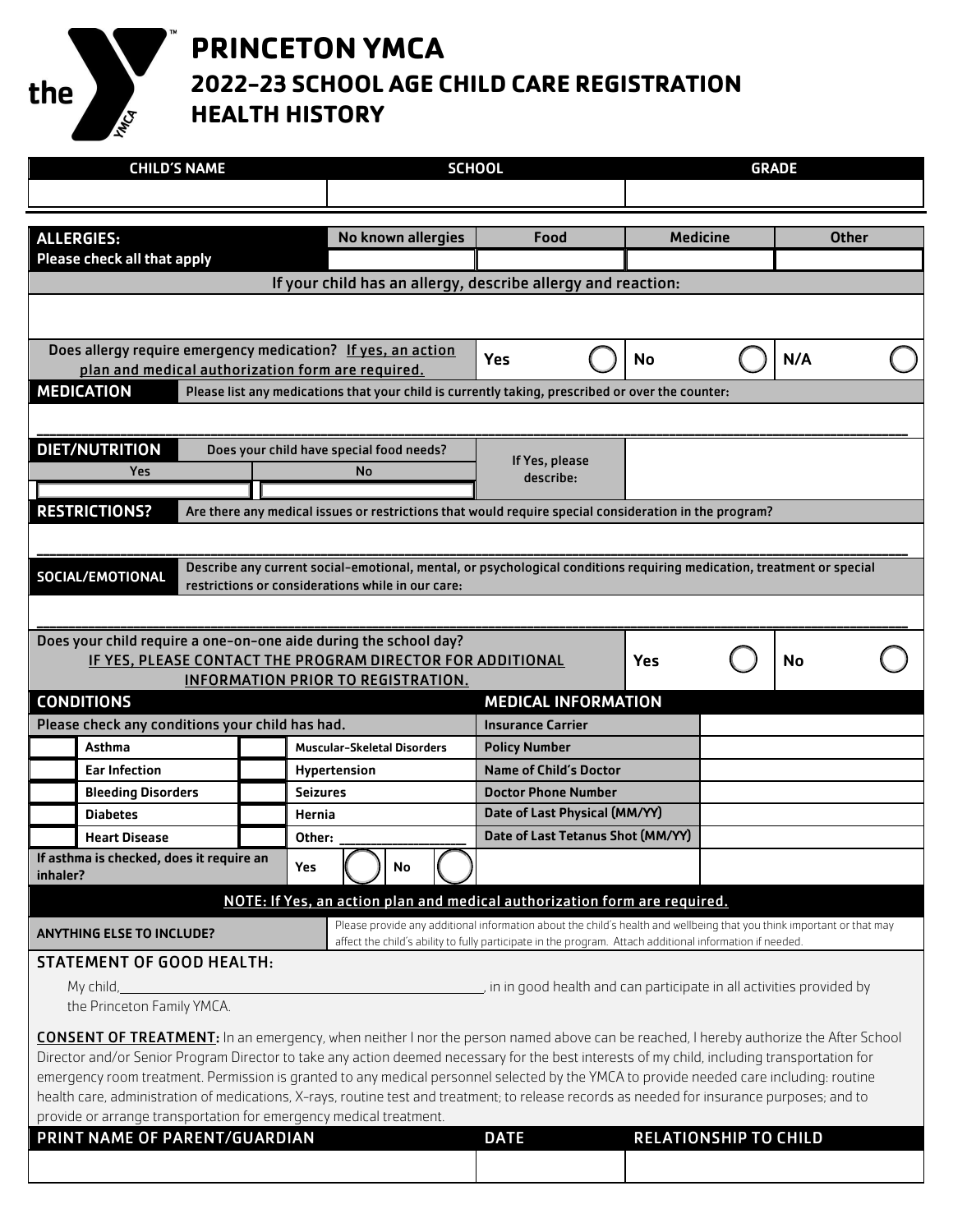# PRINCETON YMCA

## 2022-23 SCHOOL AGE CHILD CARE REGISTRATION

## HEALTH HISTORY

| CHILD'S NAME | SCHOOL | GRADE |
|---|---|---|
| | | |

| ALLERGIES: Please check all that apply | No known allergies | Food | Medicine | Other |
|---|---|---|---|---|
| | | | | |

**If your child has an allergy, describe allergy and reaction:**

Does allergy require emergency medication? If yes, an action plan and medical authorization form are required. Yes ◯ No ◯ N/A ◯

**MEDICATION** Please list any medications that your child is currently taking, prescribed or over the counter:

______________________________________________________________________

**DIET/NUTRITION** Does your child have special food needs?

| Yes | No | If Yes, please describe: | |
|---|---|---|---|
| | | | |

**RESTRICTIONS?** Are there any medical issues or restrictions that would require special consideration in the program?

______________________________________________________________________

**SOCIAL/EMOTIONAL** Describe any current social-emotional, mental, or psychological conditions requiring medication, treatment or special restrictions or considerations while in our care:

______________________________________________________________________

Does your child require a one-on-one aide during the school day? IF YES, PLEASE CONTACT THE PROGRAM DIRECTOR FOR ADDITIONAL INFORMATION PRIOR TO REGISTRATION. Yes ◯ No ◯

| CONDITIONS | | | | MEDICAL INFORMATION | |
|---|---|---|---|---|---|
| Please check any conditions your child has had. | | | | Insurance Carrier | |
| | Asthma | | Muscular-Skeletal Disorders | Policy Number | |
| | Ear Infection | | Hypertension | Name of Child's Doctor | |
| | Bleeding Disorders | | Seizures | Doctor Phone Number | |
| | Diabetes | | Hernia | Date of Last Physical (MM/YY) | |
| | Heart Disease | | Other: ____________ | Date of Last Tetanus Shot (MM/YY) | |

If asthma is checked, does it require an inhaler? Yes ◯ No ◯

**NOTE: If Yes, an action plan and medical authorization form are required.**

**ANYTHING ELSE TO INCLUDE?** Please provide any additional information about the child's health and wellbeing that you think important or that may affect the child's ability to fully participate in the program. Attach additional information if needed.

**STATEMENT OF GOOD HEALTH:**

My child, ________________________________________, in in good health and can participate in all activities provided by the Princeton Family YMCA.

**CONSENT OF TREATMENT:** In an emergency, when neither I nor the person named above can be reached, I hereby authorize the After School Director and/or Senior Program Director to take any action deemed necessary for the best interests of my child, including transportation for emergency room treatment. Permission is granted to any medical personnel selected by the YMCA to provide needed care including: routine health care, administration of medications, X-rays, routine test and treatment; to release records as needed for insurance purposes; and to provide or arrange transportation for emergency medical treatment.

| PRINT NAME OF PARENT/GUARDIAN | DATE | RELATIONSHIP TO CHILD |
|---|---|---|
| | | |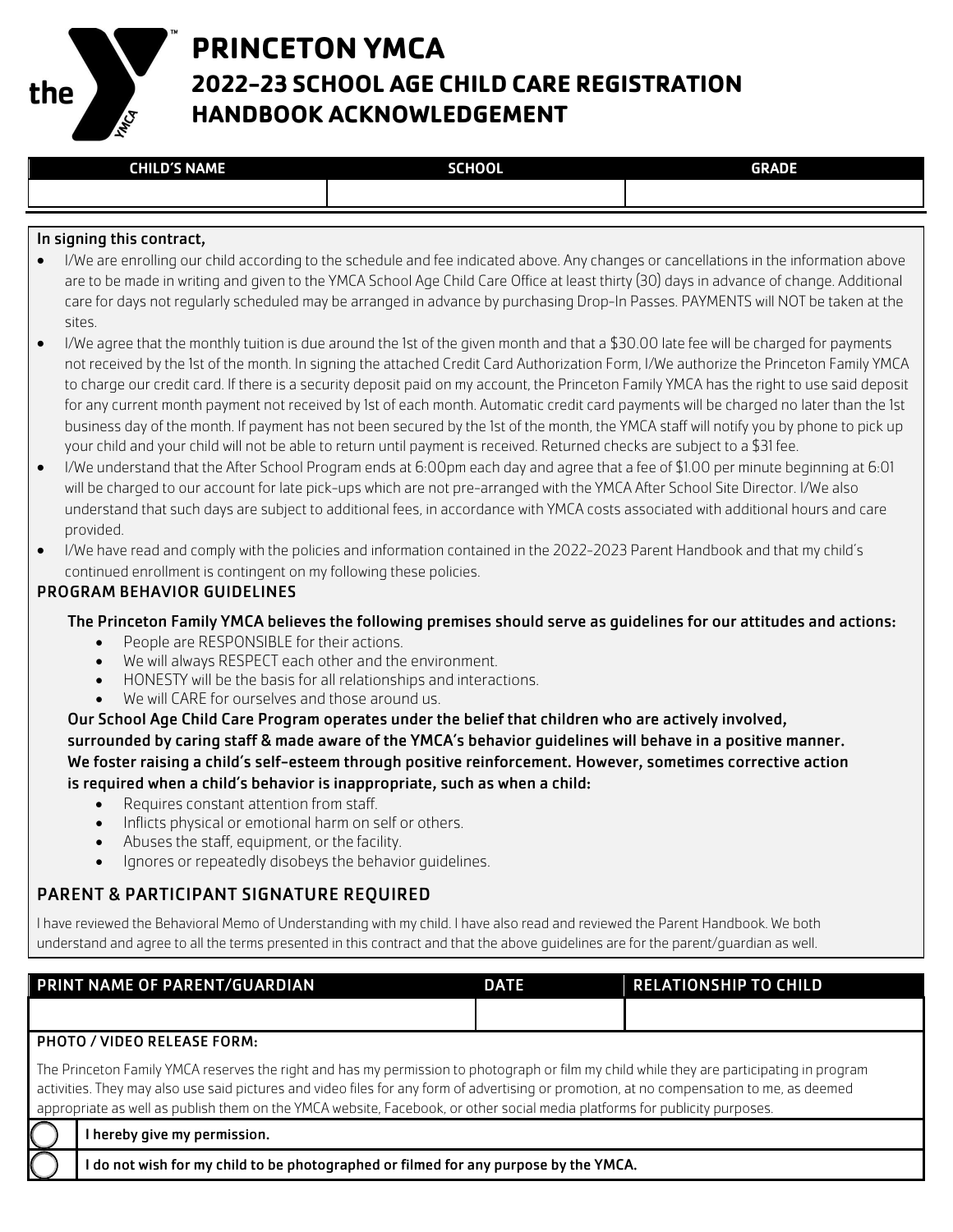# PRINCETON YMCA

## 2022-23 SCHOOL AGE CHILD CARE REGISTRATION HANDBOOK ACKNOWLEDGEMENT

| CHILD'S NAME | SCHOOL | GRADE |
|---|---|---|
| | | |

**In signing this contract,**

- I/We are enrolling our child according to the schedule and fee indicated above. Any changes or cancellations in the information above are to be made in writing and given to the YMCA School Age Child Care Office at least thirty (30) days in advance of change. Additional care for days not regularly scheduled may be arranged in advance by purchasing Drop-In Passes. PAYMENTS will NOT be taken at the sites.
- I/We agree that the monthly tuition is due around the 1st of the given month and that a $30.00 late fee will be charged for payments not received by the 1st of the month. In signing the attached Credit Card Authorization Form, I/We authorize the Princeton Family YMCA to charge our credit card. If there is a security deposit paid on my account, the Princeton Family YMCA has the right to use said deposit for any current month payment not received by 1st of each month. Automatic credit card payments will be charged no later than the 1st business day of the month. If payment has not been secured by the 1st of the month, the YMCA staff will notify you by phone to pick up your child and your child will not be able to return until payment is received. Returned checks are subject to a $31 fee.
- I/We understand that the After School Program ends at 6:00pm each day and agree that a fee of $1.00 per minute beginning at 6:01 will be charged to our account for late pick-ups which are not pre-arranged with the YMCA After School Site Director. I/We also understand that such days are subject to additional fees, in accordance with YMCA costs associated with additional hours and care provided.
- I/We have read and comply with the policies and information contained in the 2022-2023 Parent Handbook and that my child's continued enrollment is contingent on my following these policies.

### PROGRAM BEHAVIOR GUIDELINES

**The Princeton Family YMCA believes the following premises should serve as guidelines for our attitudes and actions:**

- People are RESPONSIBLE for their actions.
- We will always RESPECT each other and the environment.
- HONESTY will be the basis for all relationships and interactions.
- We will CARE for ourselves and those around us.

**Our School Age Child Care Program operates under the belief that children who are actively involved, surrounded by caring staff & made aware of the YMCA's behavior guidelines will behave in a positive manner. We foster raising a child's self-esteem through positive reinforcement. However, sometimes corrective action is required when a child's behavior is inappropriate, such as when a child:**

- Requires constant attention from staff.
- Inflicts physical or emotional harm on self or others.
- Abuses the staff, equipment, or the facility.
- Ignores or repeatedly disobeys the behavior guidelines.

### PARENT & PARTICIPANT SIGNATURE REQUIRED

I have reviewed the Behavioral Memo of Understanding with my child. I have also read and reviewed the Parent Handbook. We both understand and agree to all the terms presented in this contract and that the above guidelines are for the parent/guardian as well.

| PRINT NAME OF PARENT/GUARDIAN | DATE | RELATIONSHIP TO CHILD |
|---|---|---|
| | | |

**PHOTO / VIDEO RELEASE FORM:**

The Princeton Family YMCA reserves the right and has my permission to photograph or film my child while they are participating in program activities. They may also use said pictures and video files for any form of advertising or promotion, at no compensation to me, as deemed appropriate as well as publish them on the YMCA website, Facebook, or other social media platforms for publicity purposes.

- ◯ **I hereby give my permission.**
- ◯ **I do not wish for my child to be photographed or filmed for any purpose by the YMCA.**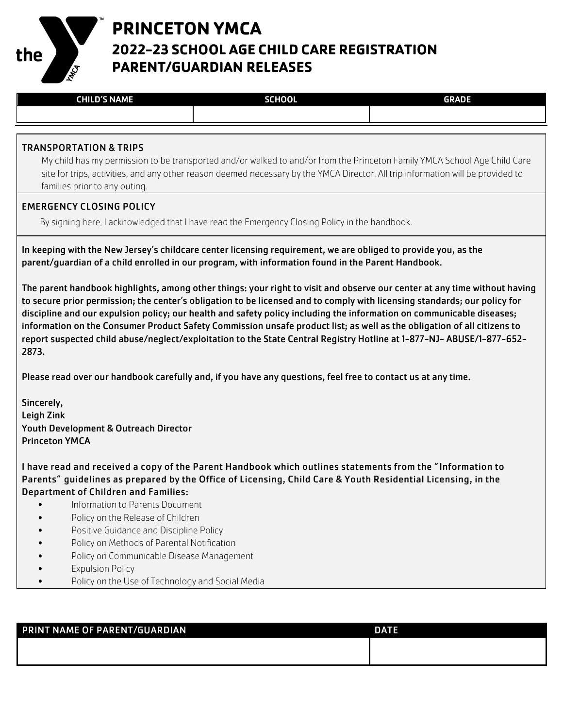# PRINCETON YMCA

## 2022-23 SCHOOL AGE CHILD CARE REGISTRATION

## PARENT/GUARDIAN RELEASES

| CHILD'S NAME | SCHOOL | GRADE |
| --- | --- | --- |
| | | |

**TRANSPORTATION & TRIPS**

My child has my permission to be transported and/or walked to and/or from the Princeton Family YMCA School Age Child Care site for trips, activities, and any other reason deemed necessary by the YMCA Director. All trip information will be provided to families prior to any outing.

**EMERGENCY CLOSING POLICY**

By signing here, I acknowledged that I have read the Emergency Closing Policy in the handbook.

**In keeping with the New Jersey's childcare center licensing requirement, we are obliged to provide you, as the parent/guardian of a child enrolled in our program, with information found in the Parent Handbook.**

**The parent handbook highlights, among other things: your right to visit and observe our center at any time without having to secure prior permission; the center's obligation to be licensed and to comply with licensing standards; our policy for discipline and our expulsion policy; our health and safety policy including the information on communicable diseases; information on the Consumer Product Safety Commission unsafe product list; as well as the obligation of all citizens to report suspected child abuse/neglect/exploitation to the State Central Registry Hotline at 1-877-NJ- ABUSE/1-877-652-2873.**

**Please read over our handbook carefully and, if you have any questions, feel free to contact us at any time.**

**Sincerely,**
**Leigh Zink**
**Youth Development & Outreach Director**
**Princeton YMCA**

**I have read and received a copy of the Parent Handbook which outlines statements from the "Information to Parents" guidelines as prepared by the Office of Licensing, Child Care & Youth Residential Licensing, in the Department of Children and Families:**

- Information to Parents Document
- Policy on the Release of Children
- Positive Guidance and Discipline Policy
- Policy on Methods of Parental Notification
- Policy on Communicable Disease Management
- Expulsion Policy
- Policy on the Use of Technology and Social Media

| PRINT NAME OF PARENT/GUARDIAN | DATE |
| --- | --- |
| | |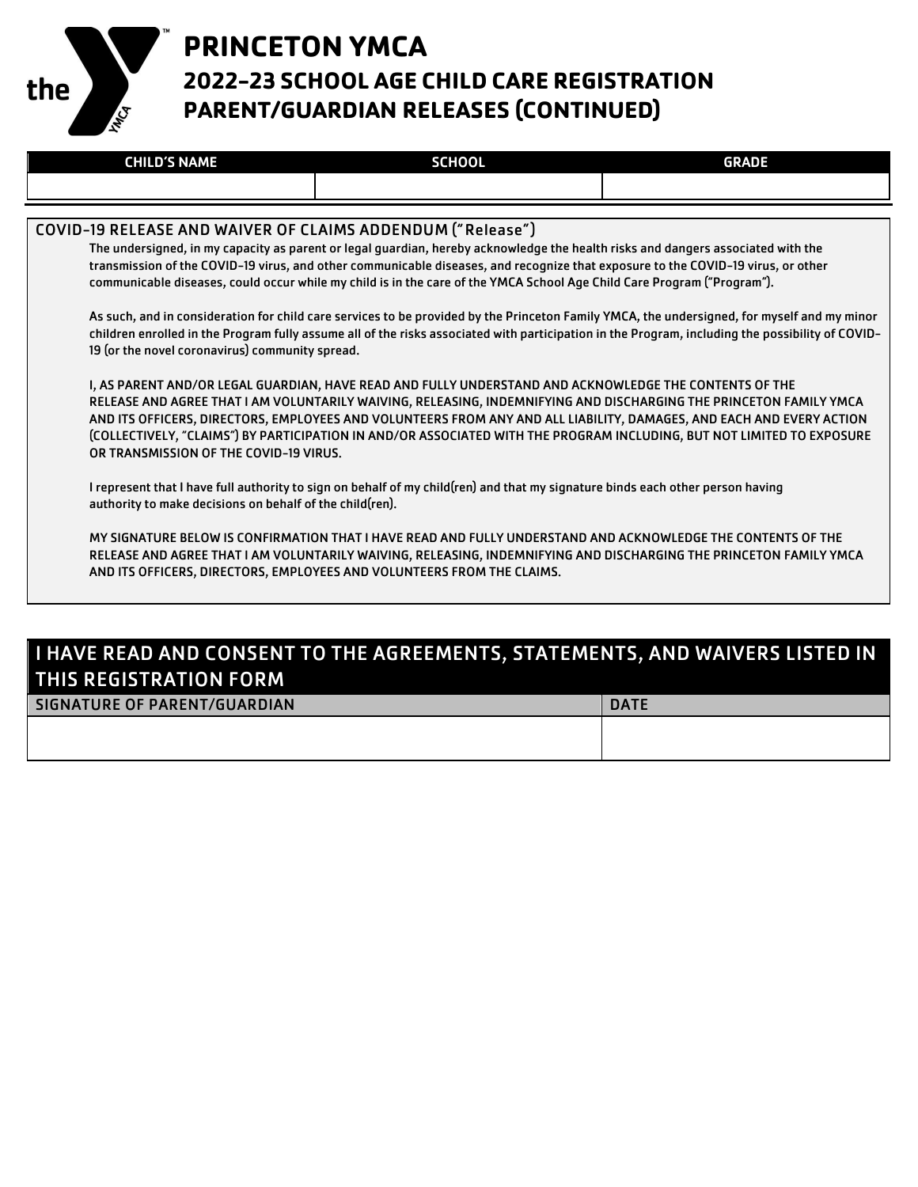# PRINCETON YMCA

## 2022-23 SCHOOL AGE CHILD CARE REGISTRATION

## PARENT/GUARDIAN RELEASES (CONTINUED)

| CHILD'S NAME | SCHOOL | GRADE |
|---|---|---|
| | | |

### COVID-19 RELEASE AND WAIVER OF CLAIMS ADDENDUM ("Release")

The undersigned, in my capacity as parent or legal guardian, hereby acknowledge the health risks and dangers associated with the transmission of the COVID-19 virus, and other communicable diseases, and recognize that exposure to the COVID-19 virus, or other communicable diseases, could occur while my child is in the care of the YMCA School Age Child Care Program ("Program").

As such, and in consideration for child care services to be provided by the Princeton Family YMCA, the undersigned, for myself and my minor children enrolled in the Program fully assume all of the risks associated with participation in the Program, including the possibility of COVID-19 (or the novel coronavirus) community spread.

I, AS PARENT AND/OR LEGAL GUARDIAN, HAVE READ AND FULLY UNDERSTAND AND ACKNOWLEDGE THE CONTENTS OF THE RELEASE AND AGREE THAT I AM VOLUNTARILY WAIVING, RELEASING, INDEMNIFYING AND DISCHARGING THE PRINCETON FAMILY YMCA AND ITS OFFICERS, DIRECTORS, EMPLOYEES AND VOLUNTEERS FROM ANY AND ALL LIABILITY, DAMAGES, AND EACH AND EVERY ACTION (COLLECTIVELY, "CLAIMS") BY PARTICIPATION IN AND/OR ASSOCIATED WITH THE PROGRAM INCLUDING, BUT NOT LIMITED TO EXPOSURE OR TRANSMISSION OF THE COVID-19 VIRUS.

I represent that I have full authority to sign on behalf of my child(ren) and that my signature binds each other person having authority to make decisions on behalf of the child(ren).

MY SIGNATURE BELOW IS CONFIRMATION THAT I HAVE READ AND FULLY UNDERSTAND AND ACKNOWLEDGE THE CONTENTS OF THE RELEASE AND AGREE THAT I AM VOLUNTARILY WAIVING, RELEASING, INDEMNIFYING AND DISCHARGING THE PRINCETON FAMILY YMCA AND ITS OFFICERS, DIRECTORS, EMPLOYEES AND VOLUNTEERS FROM THE CLAIMS.

### I HAVE READ AND CONSENT TO THE AGREEMENTS, STATEMENTS, AND WAIVERS LISTED IN THIS REGISTRATION FORM

| SIGNATURE OF PARENT/GUARDIAN | DATE |
|---|---|
| | |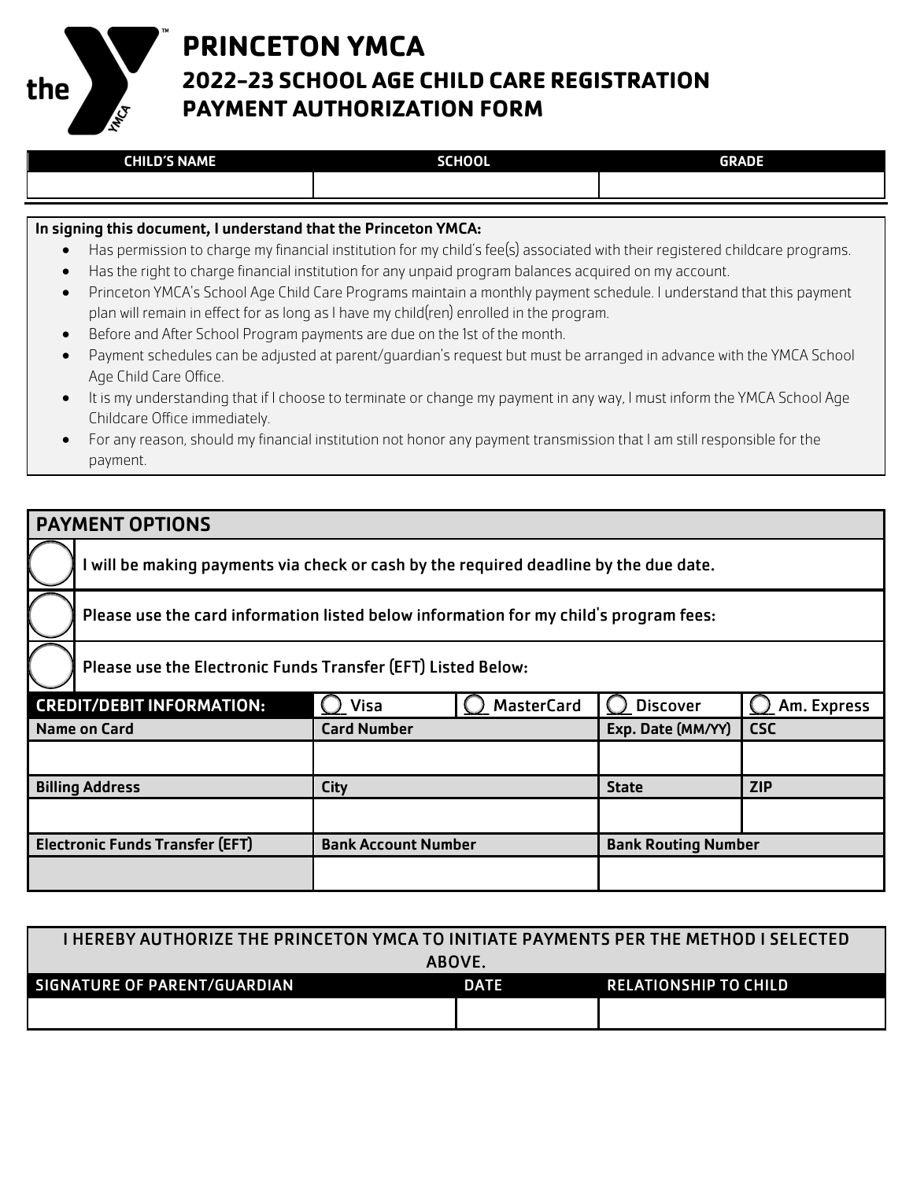# PRINCETON YMCA

## 2022-23 SCHOOL AGE CHILD CARE REGISTRATION PAYMENT AUTHORIZATION FORM

| CHILD'S NAME | SCHOOL | GRADE |
|---|---|---|
| | | |

**In signing this document, I understand that the Princeton YMCA:**

- Has permission to charge my financial institution for my child's fee(s) associated with their registered childcare programs.
- Has the right to charge financial institution for any unpaid program balances acquired on my account.
- Princeton YMCA's School Age Child Care Programs maintain a monthly payment schedule. I understand that this payment plan will remain in effect for as long as I have my child(ren) enrolled in the program.
- Before and After School Program payments are due on the 1st of the month.
- Payment schedules can be adjusted at parent/guardian's request but must be arranged in advance with the YMCA School Age Child Care Office.
- It is my understanding that if I choose to terminate or change my payment in any way, I must inform the YMCA School Age Childcare Office immediately.
- For any reason, should my financial institution not honor any payment transmission that I am still responsible for the payment.

## PAYMENT OPTIONS

- ○ I will be making payments via check or cash by the required deadline by the due date.
- ○ Please use the card information listed below information for my child's program fees:
- ○ Please use the Electronic Funds Transfer (EFT) Listed Below:

| CREDIT/DEBIT INFORMATION: | ○ Visa | ○ MasterCard | ○ Discover | ○ Am. Express |
|---|---|---|---|---|
| **Name on Card** | **Card Number** | | **Exp. Date (MM/YY)** | **CSC** |
| | | | | |
| **Billing Address** | **City** | | **State** | **ZIP** |
| | | | | |
| **Electronic Funds Transfer (EFT)** | **Bank Account Number** | | **Bank Routing Number** | |
| | | | | |

I HEREBY AUTHORIZE THE PRINCETON YMCA TO INITIATE PAYMENTS PER THE METHOD I SELECTED ABOVE.

| SIGNATURE OF PARENT/GUARDIAN | DATE | RELATIONSHIP TO CHILD |
|---|---|---|
| | | |